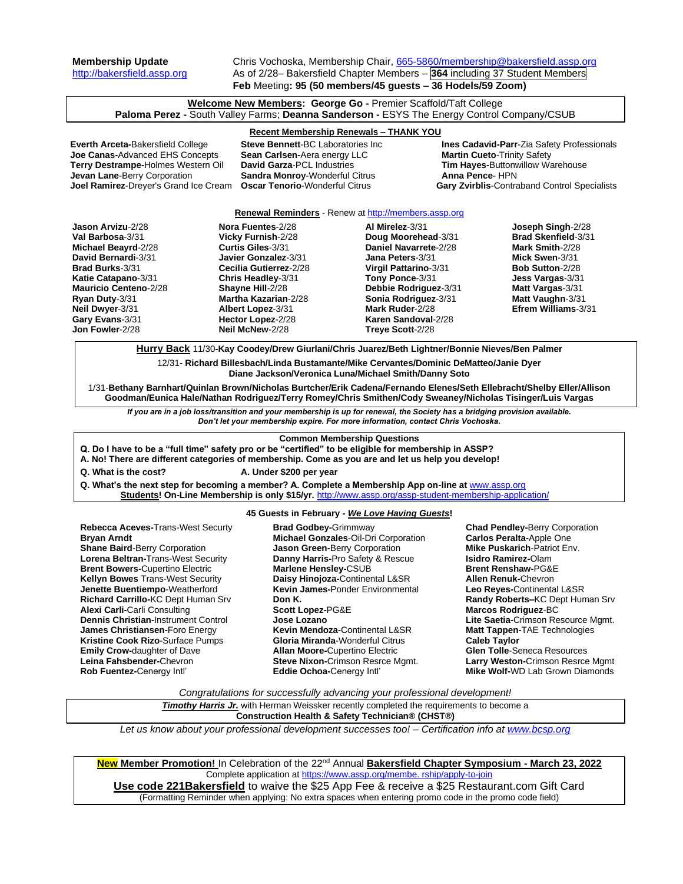**Membership Update**
http://bakersfield.assp.org

Chris Vochoska, Membership Chair, 665-5860/membership@bakersfield.assp.org
As of 2/28– Bakersfield Chapter Members – **364** including 37 Student Members
**Feb** Meeting**: 95 (50 members/45 guests – 36 Hodels/59 Zoom)**

**Welcome New Members**: **George Go -** Premier Scaffold/Taft College
**Paloma Perez -** South Valley Farms; **Deanna Sanderson -** ESYS The Energy Control Company/CSUB

**Recent Membership Renewals – THANK YOU**

**Everth Arceta-**Bakersfield College
**Joe Canas-**Advanced EHS Concepts
**Terry Destrampe-**Holmes Western Oil
**Jevan Lane**-Berry Corporation
**Joel Ramirez**-Dreyer's Grand Ice Cream
**Steve Bennett**-BC Laboratories Inc
**Sean Carlsen-**Aera energy LLC
**David Garza**-PCL Industries
**Sandra Monroy**-Wonderful Citrus
**Oscar Tenorio**-Wonderful Citrus
**Ines Cadavid-Parr**-Zia Safety Professionals
**Martin Cueto**-Trinity Safety
**Tim Hayes-**Buttonwillow Warehouse
**Anna Pence**- HPN
**Gary Zvirblis**-Contraband Control Specialists

**Renewal Reminders** - Renew at http://members.assp.org

**Jason Arvizu**-2/28
**Val Barbosa**-3/31
**Michael Beayrd**-2/28
**David Bernardi**-3/31
**Brad Burks**-3/31
**Katie Catapano**-3/31
**Mauricio Centeno**-2/28
**Ryan Duty**-3/31
**Neil Dwyer**-3/31
**Gary Evans**-3/31
**Jon Fowler**-2/28
**Nora Fuentes**-2/28
**Vicky Furnish**-2/28
**Curtis Giles**-3/31
**Javier Gonzalez**-3/31
**Cecilia Gutierrez**-2/28
**Chris Headley**-3/31
**Shayne Hill**-2/28
**Martha Kazarian**-2/28
**Albert Lopez**-3/31
**Hector Lopez**-2/28
**Neil McNew**-2/28
**Al Mirelez**-3/31
**Doug Moorehead**-3/31
**Daniel Navarrete**-2/28
**Jana Peters**-3/31
**Virgil Pattarino**-3/31
**Tony Ponce**-3/31
**Debbie Rodriguez**-3/31
**Sonia Rodriguez**-3/31
**Mark Ruder**-2/28
**Karen Sandoval**-2/28
**Treye Scott**-2/28
**Joseph Singh**-2/28
**Brad Skenfield**-3/31
**Mark Smith**-2/28
**Mick Swen**-3/31
**Bob Sutton**-2/28
**Jess Vargas**-3/31
**Matt Vargas**-3/31
**Matt Vaughn**-3/31
**Efrem Williams**-3/31

**Hurry Back** 11/30-**Kay Coodey/Drew Giurlani/Chris Juarez/Beth Lightner/Bonnie Nieves/Ben Palmer**

12/31**- Richard Billesbach/Linda Bustamante/Mike Cervantes/Dominic DeMatteo/Janie Dyer Diane Jackson/Veronica Luna/Michael Smith/Danny Soto**

1/31-**Bethany Barnhart/Quinlan Brown/Nicholas Burtcher/Erik Cadena/Fernando Elenes/Seth Ellebracht/Shelby Eller/Allison Goodman/Eunica Hale/Nathan Rodriguez/Terry Romey/Chris Smithen/Cody Sweaney/Nicholas Tisinger/Luis Vargas**

***If you are in a job loss/transition and your membership is up for renewal, the Society has a bridging provision available. Don't let your membership expire. For more information, contact Chris Vochoska.***

**Common Membership Questions**

**Q. Do I have to be a "full time" safety pro or be "certified" to be eligible for membership in ASSP?**
**A. No! There are different categories of membership. Come as you are and let us help you develop!**

**Q. What is the cost?** **A. Under $200 per year**

**Q. What's the next step for becoming a member? A. Complete a Membership App on-line at** www.assp.org
**Students! On-Line Membership is only $15/yr.** http://www.assp.org/assp-student-membership-application/

**45 Guests in February - *We Love Having Guests*!**

**Rebecca Aceves-**Trans-West Securty
**Bryan Arndt**
**Shane Baird**-Berry Corporation
**Lorena Beltran-**Trans-West Security
**Brent Bowers-**Cupertino Electric
**Kellyn Bowes** Trans-West Security
**Jenette Buentiempo**-Weatherford
**Richard Carrillo-**KC Dept Human Srv
**Alexi Carli-**Carli Consulting
**Dennis Christian-**Instrument Control
**James Christiansen-**Foro Energy
**Kristine Cook Rizo**-Surface Pumps
**Emily Crow-**daughter of Dave
**Leina Fahsbender-**Chevron
**Rob Fuentez-**Cenergy Intl'
**Brad Godbey-**Grimmway
**Michael Gonzales**-Oil-Dri Corporation
**Jason Green-**Berry Corporation
**Danny Harris-**Pro Safety & Rescue
**Marlene Hensley-**CSUB
**Daisy Hinojoza-**Continental L&SR
**Kevin James-**Ponder Environmental
**Don K.**
**Scott Lopez-**PG&E
**Jose Lozano**
**Kevin Mendoza-**Continental L&SR
**Gloria Miranda**-Wonderful Citrus
**Allan Moore-**Cupertino Electric
**Steve Nixon-**Crimson Resrce Mgmt.
**Eddie Ochoa-**Cenergy Intl'
**Chad Pendley-**Berry Corporation
**Carlos Peralta-**Apple One
**Mike Puskarich-**Patriot Env.
**Isidro Ramirez-**Olam
**Brent Renshaw-**PG&E
**Allen Renuk-**Chevron
**Leo Reyes-**Continental L&SR
**Randy Roberts–**KC Dept Human Srv
**Marcos Rodriguez**-BC
**Lite Saetia-**Crimson Resource Mgmt.
**Matt Tappen-**TAE Technologies
**Caleb Taylor**
**Glen Tolle**-Seneca Resources
**Larry Weston-**Crimson Resrce Mgmt
**Mike Wolf-**WD Lab Grown Diamonds

*Congratulations for successfully advancing your professional development!*

***Timothy Harris Jr.*** with Herman Weissker recently completed the requirements to become a **Construction Health & Safety Technician® (CHST®)**

*Let us know about your professional development successes too! – Certification info at www.bcsp.org*

**New Member Promotion!** In Celebration of the 22nd Annual **Bakersfield Chapter Symposium - March 23, 2022**
Complete application at https://www.assp.org/membe. rship/apply-to-join
**Use code 221Bakersfield** to waive the $25 App Fee & receive a $25 Restaurant.com Gift Card
(Formatting Reminder when applying: No extra spaces when entering promo code in the promo code field)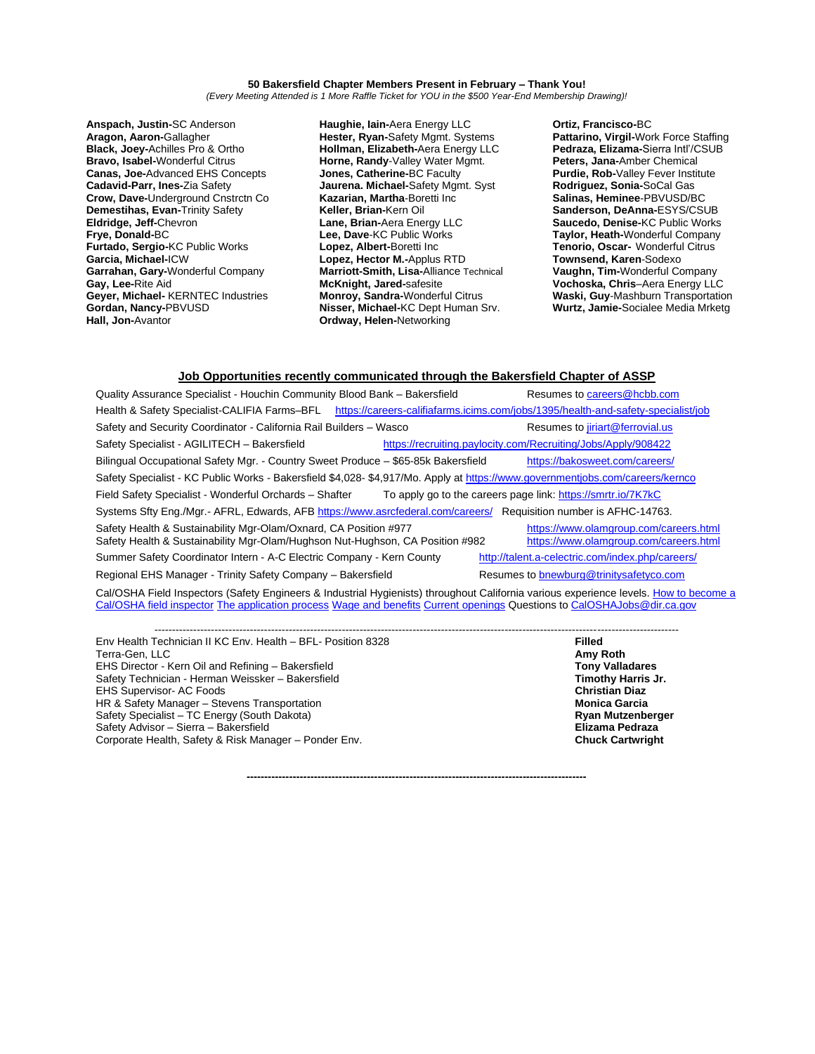**50 Bakersfield Chapter Members Present in February – Thank You!**

*(Every Meeting Attended is 1 More Raffle Ticket for YOU in the $500 Year-End Membership Drawing)!*

**Anspach, Justin-**SC Anderson
**Aragon, Aaron-**Gallagher
**Black, Joey-**Achilles Pro & Ortho
**Bravo, Isabel-**Wonderful Citrus
**Canas, Joe-**Advanced EHS Concepts
**Cadavid-Parr, Ines-**Zia Safety
**Crow, Dave-**Underground Cnstrctn Co
**Demestihas, Evan-**Trinity Safety
**Eldridge, Jeff-**Chevron
**Frye, Donald-**BC
**Furtado, Sergio-**KC Public Works
**Garcia, Michael-**ICW
**Garrahan, Gary-**Wonderful Company
**Gay, Lee-**Rite Aid
**Geyer, Michael-** KERNTEC Industries
**Gordan, Nancy-**PBVUSD
**Hall, Jon-**Avantor
**Haughie, Iain-**Aera Energy LLC
**Hester, Ryan-**Safety Mgmt. Systems
**Hollman, Elizabeth-**Aera Energy LLC
**Horne, Randy**-Valley Water Mgmt.
**Jones, Catherine-**BC Faculty
**Jaurena. Michael-**Safety Mgmt. Syst
**Kazarian, Martha**-Boretti Inc
**Keller, Brian-**Kern Oil
**Lane, Brian-**Aera Energy LLC
**Lee, Dave**-KC Public Works
**Lopez, Albert-**Boretti Inc
**Lopez, Hector M.-**Applus RTD
**Marriott-Smith, Lisa-**Alliance Technical
**McKnight, Jared-**safesite
**Monroy, Sandra-**Wonderful Citrus
**Nisser, Michael-**KC Dept Human Srv.
**Ordway, Helen-**Networking
**Ortiz, Francisco-**BC
**Pattarino, Virgil-**Work Force Staffing
**Pedraza, Elizama-**Sierra Intl'/CSUB
**Peters, Jana-**Amber Chemical
**Purdie, Rob-**Valley Fever Institute
**Rodriguez, Sonia-**SoCal Gas
**Salinas, Heminee-**PBVUSD/BC
**Sanderson, DeAnna-**ESYS/CSUB
**Saucedo, Denise-**KC Public Works
**Taylor, Heath-**Wonderful Company
**Tenorio, Oscar-** Wonderful Citrus
**Townsend, Karen**-Sodexo
**Vaughn, Tim-**Wonderful Company
**Vochoska, Chris**–Aera Energy LLC
**Waski, Guy**-Mashburn Transportation
**Wurtz, Jamie-**Socialee Media Mrketg

## Job Opportunities recently communicated through the Bakersfield Chapter of ASSP

Quality Assurance Specialist - Houchin Community Blood Bank – Bakersfield — Resumes to careers@hcbb.com

Health & Safety Specialist-CALIFIA Farms–BFL — https://careers-califiafarms.icims.com/jobs/1395/health-and-safety-specialist/job

Safety and Security Coordinator - California Rail Builders – Wasco — Resumes to jiriart@ferrovial.us

Safety Specialist - AGILITECH – Bakersfield — https://recruiting.paylocity.com/Recruiting/Jobs/Apply/908422

Bilingual Occupational Safety Mgr. - Country Sweet Produce – $65-85k Bakersfield — https://bakosweet.com/careers/

Safety Specialist - KC Public Works - Bakersfield $4,028- $4,917/Mo. Apply at https://www.governmentjobs.com/careers/kernco

Field Safety Specialist - Wonderful Orchards – Shafter — To apply go to the careers page link: https://smrtr.io/7K7kC

Systems Sfty Eng./Mgr.- AFRL, Edwards, AFB https://www.asrcfederal.com/careers/ Requisition number is AFHC-14763.

Safety Health & Sustainability Mgr-Olam/Oxnard, CA Position #977 — https://www.olamgroup.com/careers.html

Safety Health & Sustainability Mgr-Olam/Hughson Nut-Hughson, CA Position #982 — https://www.olamgroup.com/careers.html

Summer Safety Coordinator Intern - A-C Electric Company - Kern County — http://talent.a-celectric.com/index.php/careers/

Regional EHS Manager - Trinity Safety Company – Bakersfield — Resumes to bnewburg@trinitysafetyco.com

Cal/OSHA Field Inspectors (Safety Engineers & Industrial Hygienists) throughout California various experience levels. How to become a Cal/OSHA field inspector The application process Wage and benefits Current openings Questions to CalOSHAJobs@dir.ca.gov

---

| | |
|---|---|
| Env Health Technician II KC Env. Health – BFL- Position 8328 | **Filled** |
| Terra-Gen, LLC | **Amy Roth** |
| EHS Director - Kern Oil and Refining – Bakersfield | **Tony Valladares** |
| Safety Technician - Herman Weissker – Bakersfield | **Timothy Harris Jr.** |
| EHS Supervisor- AC Foods | **Christian Diaz** |
| HR & Safety Manager – Stevens Transportation | **Monica Garcia** |
| Safety Specialist – TC Energy (South Dakota) | **Ryan Mutzenberger** |
| Safety Advisor – Sierra – Bakersfield | **Elizama Pedraza** |
| Corporate Health, Safety & Risk Manager – Ponder Env. | **Chuck Cartwright** |

---